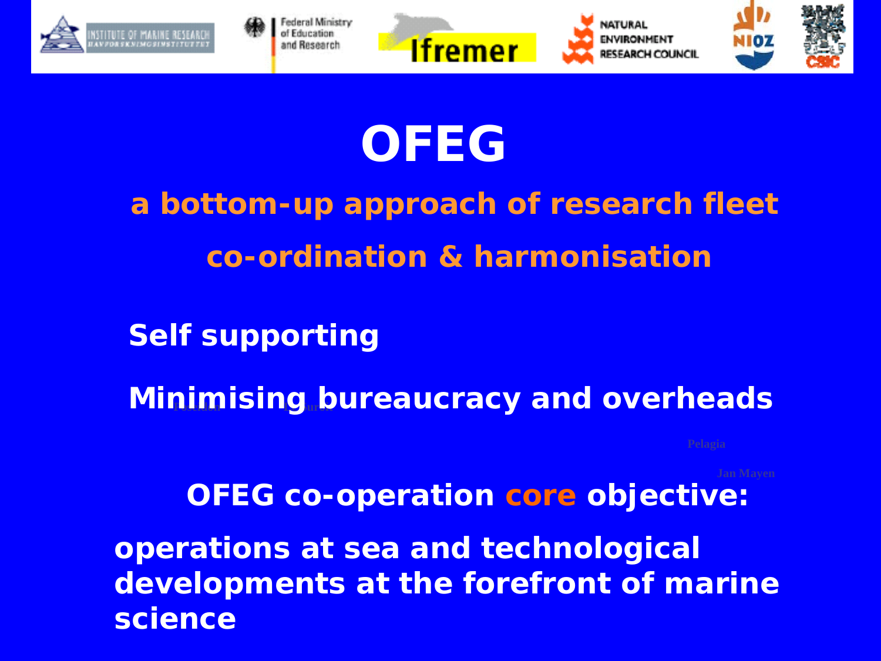# OFEG

## a bottom-up approach of research fleet co-ordination & harmonisation

**Self supporting**

**Minimising bureaucracy and overheads**

**OFEG co-operation core objective:**

**operations at sea and technological developments at the forefront of marine science**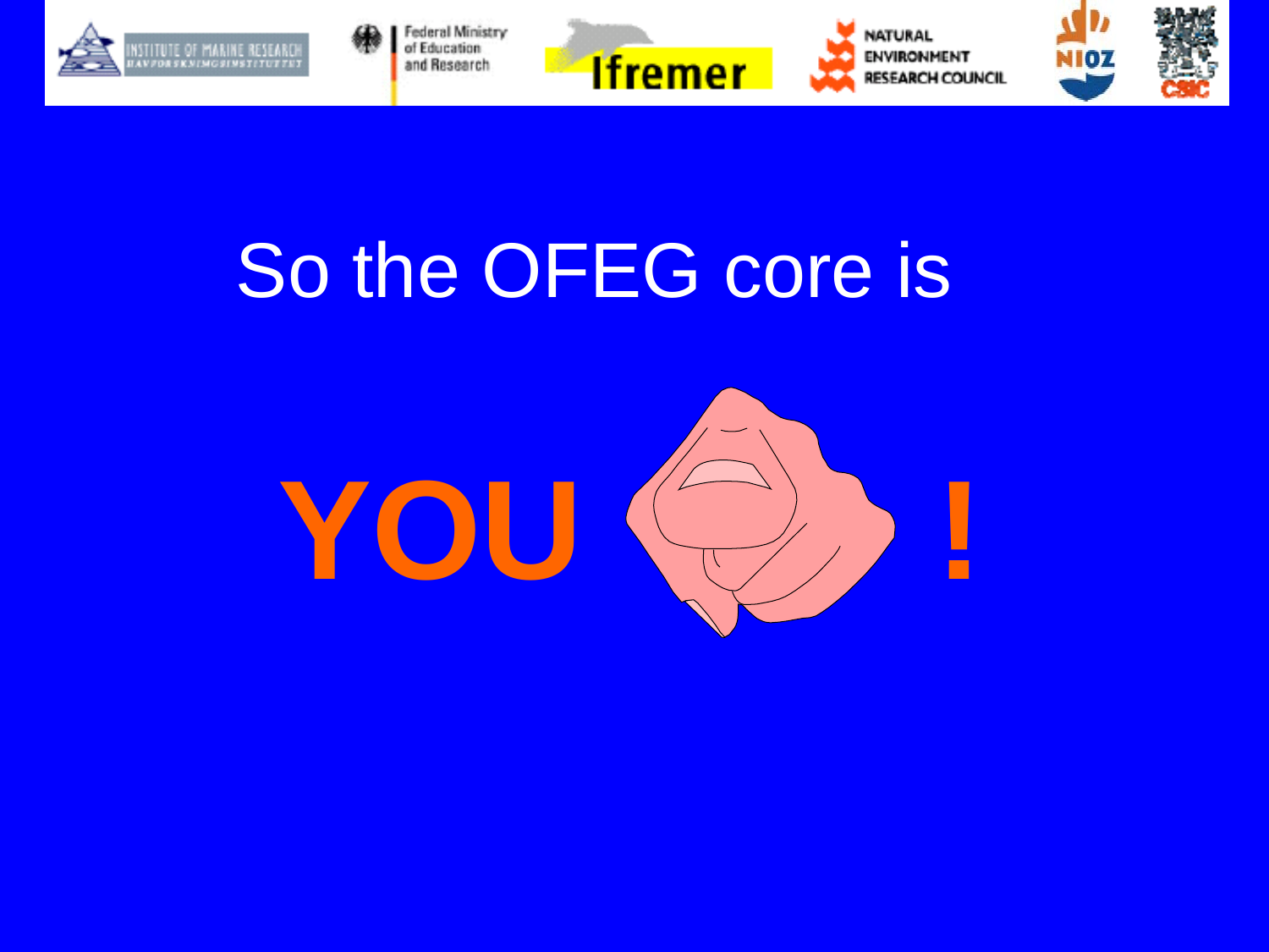So the OFEG core is

**YOU !**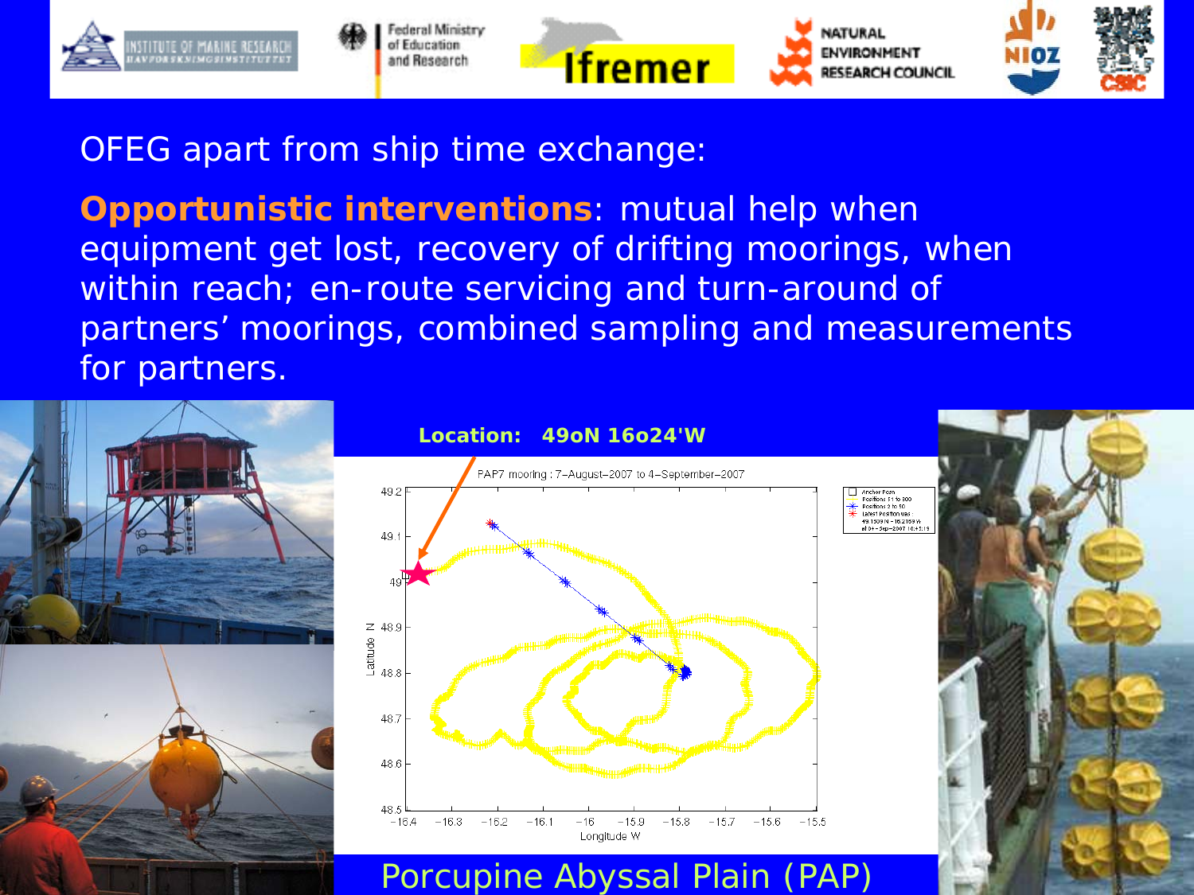OFEG apart from ship time exchange:

**Opportunistic interventions**: mutual help when equipment get lost, recovery of drifting moorings, when within reach; en-route servicing and turn-around of partners' moorings, combined sampling and measurements for partners.

**Location: 49oN 16o24'W**

Porcupine Abyssal Plain (PAP)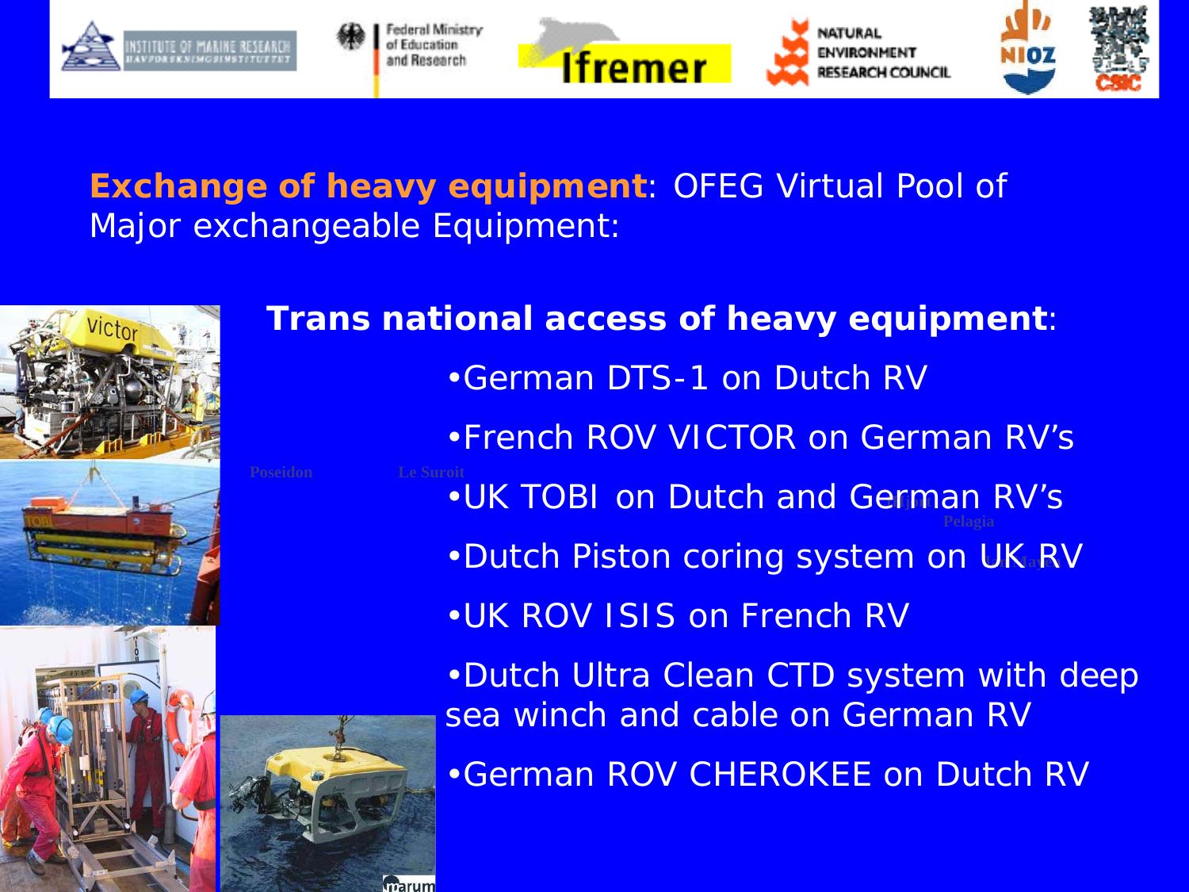**Exchange of heavy equipment**: OFEG Virtual Pool of Major exchangeable Equipment:

**Trans national access of heavy equipment**:

- German DTS-1 on Dutch RV
- French ROV VICTOR on German RV's
- UK TOBI on Dutch and German RV's
- Dutch Piston coring system on UK RV
- UK ROV ISIS on French RV
- Dutch Ultra Clean CTD system with deep sea winch and cable on German RV
- German ROV CHEROKEE on Dutch RV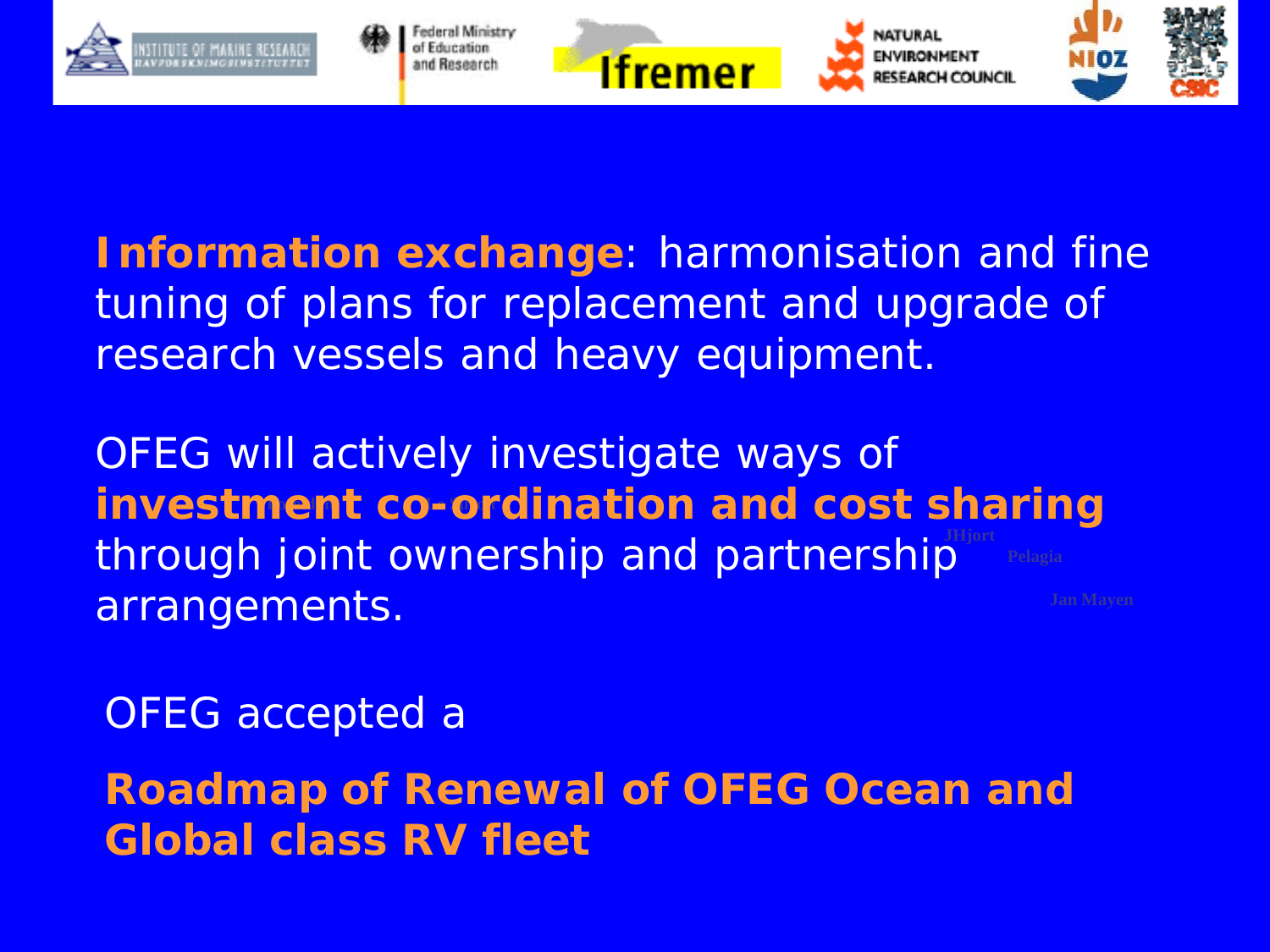**Information exchange**: harmonisation and fine tuning of plans for replacement and upgrade of research vessels and heavy equipment.

OFEG will actively investigate ways of **investment co-ordination and cost sharing** through joint ownership and partnership arrangements.

JHjort

Pelagia

Jan Mayen

OFEG accepted a

**Roadmap of Renewal of OFEG Ocean and Global class RV fleet**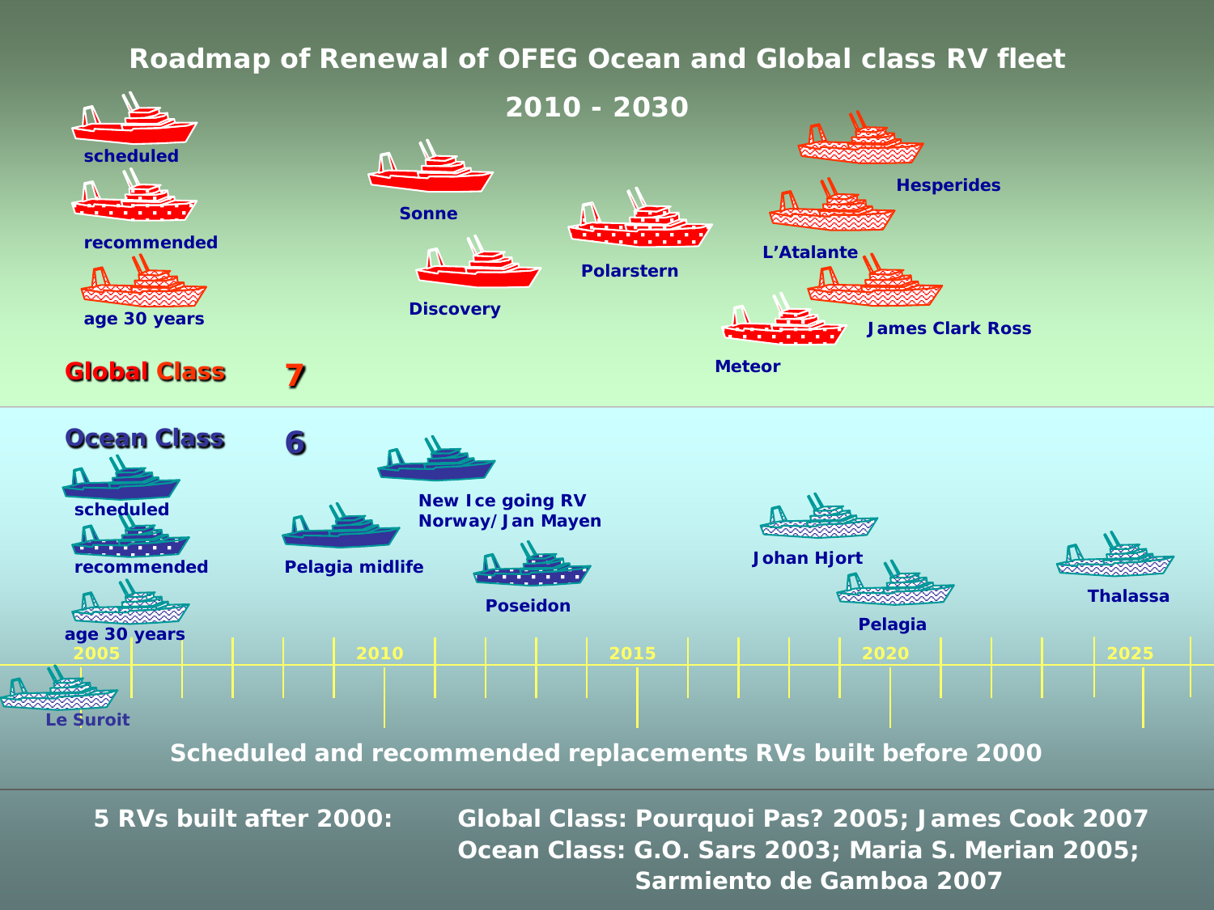# Roadmap of Renewal of OFEG Ocean and Global class RV fleet

## 2010 - 2030

scheduled

recommended

age 30 years

**Global Class** 7

Sonne

Discovery

Polarstern

Hesperides

L'Atalante

James Clark Ross

Meteor

**Ocean Class** 6

scheduled

recommended

age 30 years

Pelagia midlife

New Ice going RV Norway/Jan Mayen

Poseidon

Johan Hjort

Pelagia

Thalassa

Le Suroit

2005 2010 2015 2020 2025

Scheduled and recommended replacements RVs built before 2000

**5 RVs built after 2000:**

Global Class: Pourquoi Pas? 2005; James Cook 2007

Ocean Class: G.O. Sars 2003; Maria S. Merian 2005; Sarmiento de Gamboa 2007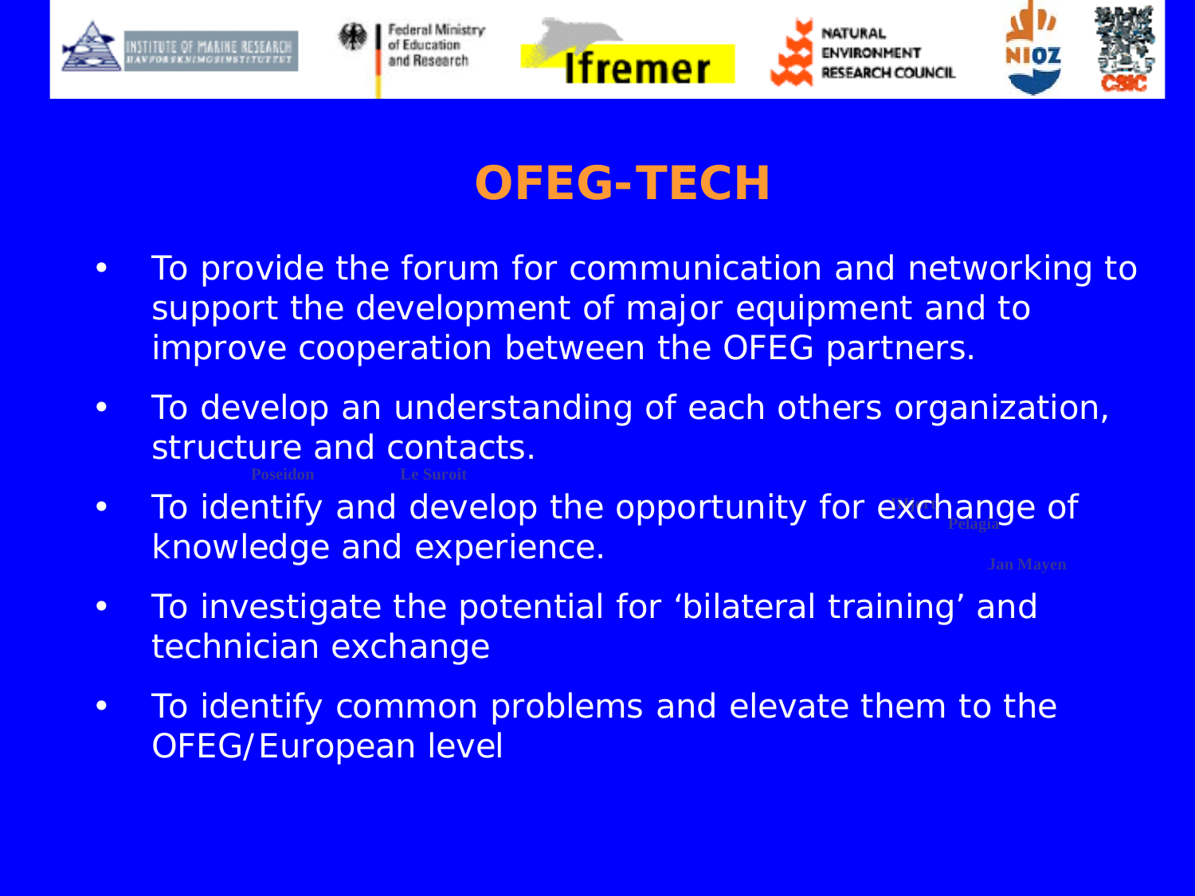# OFEG-TECH

- To provide the forum for communication and networking to support the development of major equipment and to improve cooperation between the OFEG partners.
- To develop an understanding of each others organization, structure and contacts.
- To identify and develop the opportunity for exchange of knowledge and experience.
- To investigate the potential for 'bilateral training' and technician exchange
- To identify common problems and elevate them to the OFEG/European level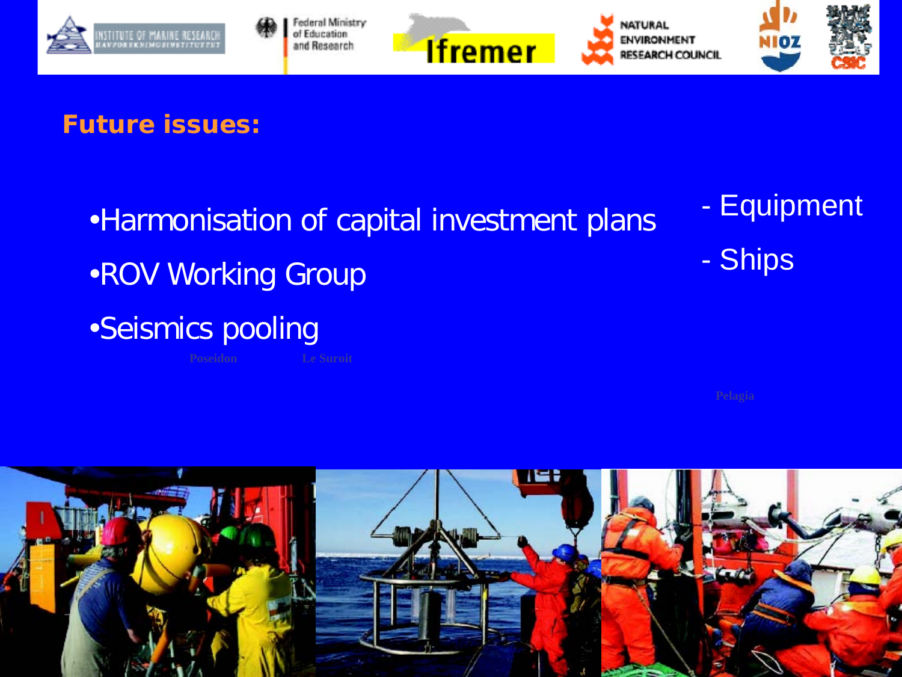## Future issues:

- Harmonisation of capital investment plans
  - Equipment
  - Ships
- ROV Working Group
- Seismics pooling

Poseidon Le Suroit

Pelagia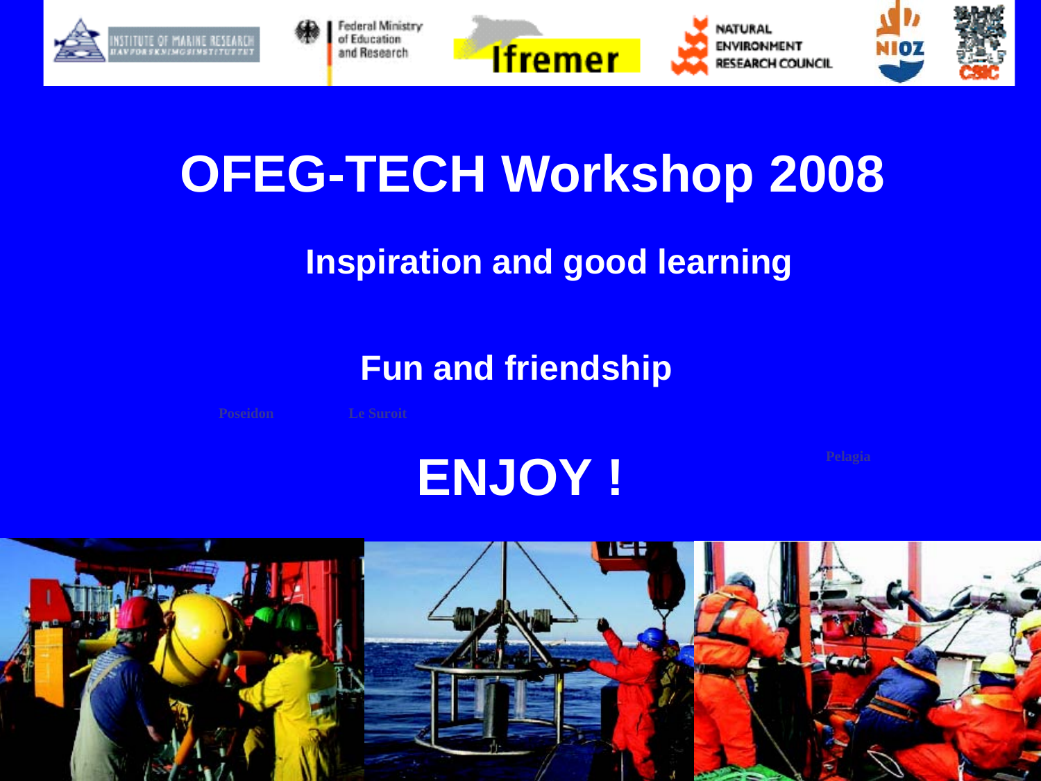# OFEG-TECH Workshop 2008

## Inspiration and good learning

## Fun and friendship

Poseidon Le Suroit

Pelagia

# ENJOY !